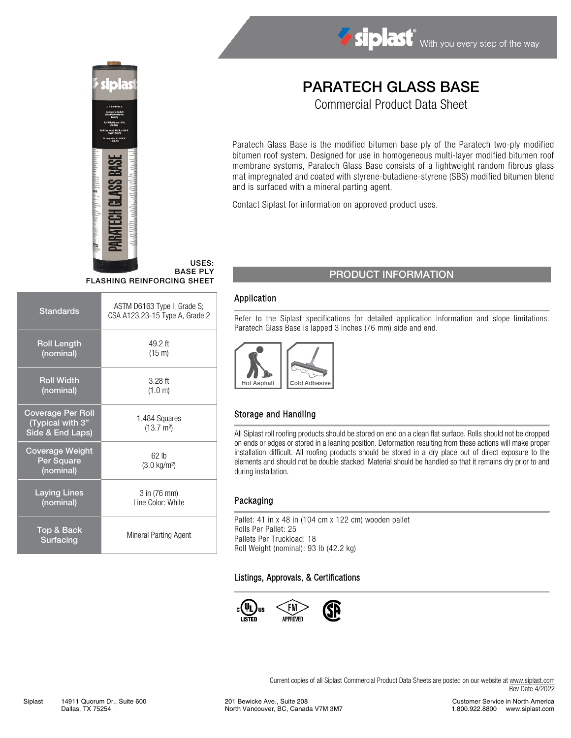# PARATECH GLASS BASE

## Commercial Product Data Sheet

Paratech Glass Base is the modified bitumen base ply of the Paratech two-ply modified bitumen roof system. Designed for use in homogeneous multi-layer modified bitumen roof membrane systems, Paratech Glass Base consists of a lightweight random fibrous glass mat impregnated and coated with styrene-butadiene-styrene (SBS) modified bitumen blend and is surfaced with a mineral parting agent.

Contact Siplast for information on approved product uses.

**USES:**
**BASE PLY**
**FLASHING REINFORCING SHEET**

| | |
|---|---|
| Standards | ASTM D6163 Type I, Grade S; CSA A123.23-15 Type A, Grade 2 |
| Roll Length (nominal) | 49.2 ft (15 m) |
| Roll Width (nominal) | 3.28 ft (1.0 m) |
| Coverage Per Roll (Typical with 3" Side & End Laps) | 1.484 Squares (13.7 m²) |
| Coverage Weight Per Square (nominal) | 62 lb (3.0 kg/m²) |
| Laying Lines (nominal) | 3 in (76 mm) Line Color: White |
| Top & Back Surfacing | Mineral Parting Agent |

## PRODUCT INFORMATION

### Application

Refer to the Siplast specifications for detailed application information and slope limitations. Paratech Glass Base is lapped 3 inches (76 mm) side and end.

Hot Asphalt | Cold Adhesive

### Storage and Handling

All Siplast roll roofing products should be stored on end on a clean flat surface. Rolls should not be dropped on ends or edges or stored in a leaning position. Deformation resulting from these actions will make proper installation difficult. All roofing products should be stored in a dry place out of direct exposure to the elements and should not be double stacked. Material should be handled so that it remains dry prior to and during installation.

### Packaging

Pallet: 41 in x 48 in (104 cm x 122 cm) wooden pallet
Rolls Per Pallet: 25
Pallets Per Truckload: 18
Roll Weight (nominal): 93 lb (42.2 kg)

### Listings, Approvals, & Certifications

c UL us LISTED | FM APPROVED | CSA

Current copies of all Siplast Commercial Product Data Sheets are posted on our website at www.siplast.com
Rev Date 4/2022

Siplast 14911 Quorum Dr., Suite 600, Dallas, TX 75254 | 201 Bewicke Ave., Suite 208, North Vancouver, BC, Canada V7M 3M7 | Customer Service in North America 1.800.922.8800 www.siplast.com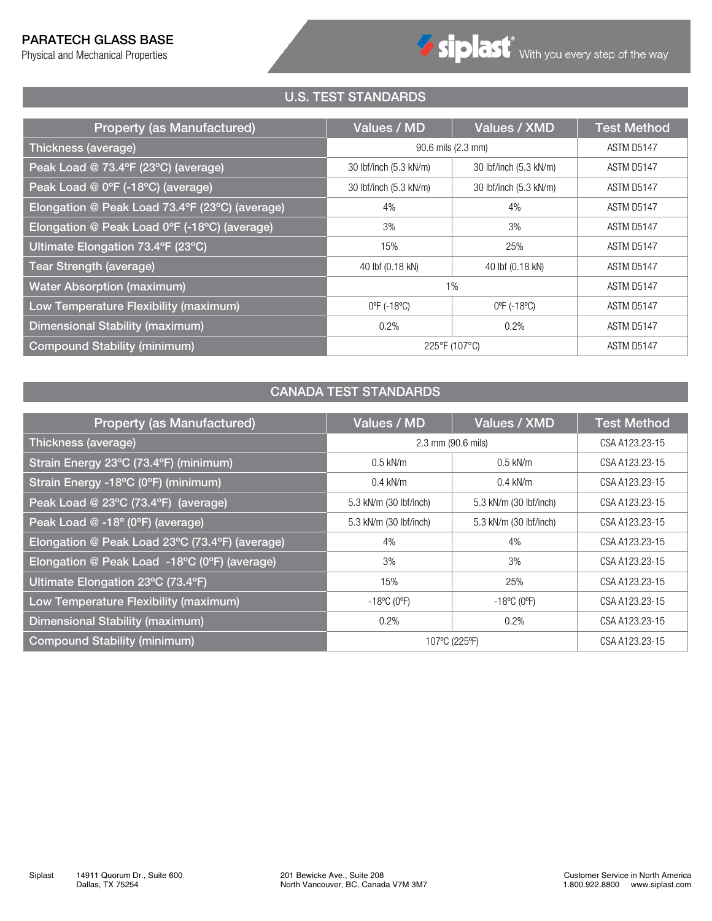# PARATECH GLASS BASE

Physical and Mechanical Properties

siplast With you every step of the way

## U.S. TEST STANDARDS

| Property (as Manufactured) | Values / MD | Values / XMD | Test Method |
|---|---|---|---|
| Thickness (average) | 90.6 mils (2.3 mm) | | ASTM D5147 |
| Peak Load @ 73.4°F (23°C) (average) | 30 lbf/inch (5.3 kN/m) | 30 lbf/inch (5.3 kN/m) | ASTM D5147 |
| Peak Load @ 0°F (-18°C) (average) | 30 lbf/inch (5.3 kN/m) | 30 lbf/inch (5.3 kN/m) | ASTM D5147 |
| Elongation @ Peak Load 73.4°F (23°C) (average) | 4% | 4% | ASTM D5147 |
| Elongation @ Peak Load 0°F (-18°C) (average) | 3% | 3% | ASTM D5147 |
| Ultimate Elongation 73.4°F (23°C) | 15% | 25% | ASTM D5147 |
| Tear Strength (average) | 40 lbf (0.18 kN) | 40 lbf (0.18 kN) | ASTM D5147 |
| Water Absorption (maximum) | 1% | | ASTM D5147 |
| Low Temperature Flexibility (maximum) | 0ºF (-18ºC) | 0ºF (-18ºC) | ASTM D5147 |
| Dimensional Stability (maximum) | 0.2% | 0.2% | ASTM D5147 |
| Compound Stability (minimum) | 225°F (107°C) | | ASTM D5147 |

## CANADA TEST STANDARDS

| Property (as Manufactured) | Values / MD | Values / XMD | Test Method |
|---|---|---|---|
| Thickness (average) | 2.3 mm (90.6 mils) | | CSA A123.23-15 |
| Strain Energy 23°C (73.4°F) (minimum) | 0.5 kN/m | 0.5 kN/m | CSA A123.23-15 |
| Strain Energy -18°C (0°F) (minimum) | 0.4 kN/m | 0.4 kN/m | CSA A123.23-15 |
| Peak Load @ 23°C (73.4°F) (average) | 5.3 kN/m (30 lbf/inch) | 5.3 kN/m (30 lbf/inch) | CSA A123.23-15 |
| Peak Load @ -18° (0°F) (average) | 5.3 kN/m (30 lbf/inch) | 5.3 kN/m (30 lbf/inch) | CSA A123.23-15 |
| Elongation @ Peak Load 23°C (73.4°F) (average) | 4% | 4% | CSA A123.23-15 |
| Elongation @ Peak Load -18°C (0°F) (average) | 3% | 3% | CSA A123.23-15 |
| Ultimate Elongation 23°C (73.4°F) | 15% | 25% | CSA A123.23-15 |
| Low Temperature Flexibility (maximum) | -18ºC (0ºF) | -18ºC (0ºF) | CSA A123.23-15 |
| Dimensional Stability (maximum) | 0.2% | 0.2% | CSA A123.23-15 |
| Compound Stability (minimum) | 107ºC (225ºF) | | CSA A123.23-15 |

Siplast 14911 Quorum Dr., Suite 600
Dallas, TX 75254

201 Bewicke Ave., Suite 208
North Vancouver, BC, Canada V7M 3M7

Customer Service in North America
1.800.922.8800 www.siplast.com